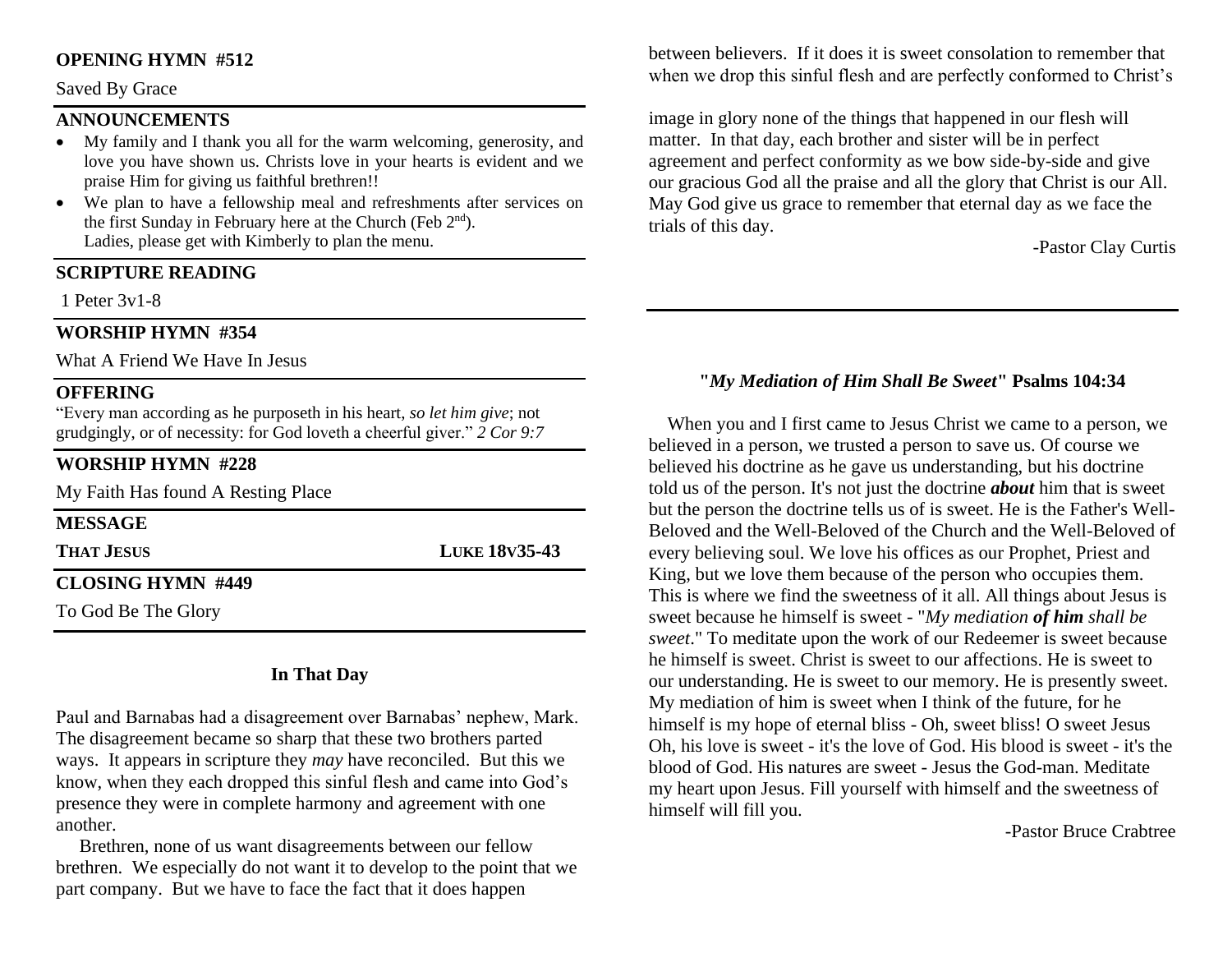**OPENING HYMN #512**

Saved By Grace

**ANNOUNCEMENTS**

- My family and I thank you all for the warm welcoming, generosity, and love you have shown us. Christs love in your hearts is evident and we praise Him for giving us faithful brethren!!
- We plan to have a fellowship meal and refreshments after services on the first Sunday in February here at the Church (Feb 2nd). Ladies, please get with Kimberly to plan the menu.

**SCRIPTURE READING**

1 Peter 3v1-8

**WORSHIP HYMN #354**

What A Friend We Have In Jesus

**OFFERING**

"Every man according as he purposeth in his heart, *so let him give*; not grudgingly, or of necessity: for God loveth a cheerful giver." *2 Cor 9:7*

**WORSHIP HYMN #228**

My Faith Has found A Resting Place

**MESSAGE**

**THAT JESUS** **LUKE 18V35-43**

**CLOSING HYMN #449**

To God Be The Glory

## In That Day

Paul and Barnabas had a disagreement over Barnabas' nephew, Mark. The disagreement became so sharp that these two brothers parted ways. It appears in scripture they *may* have reconciled. But this we know, when they each dropped this sinful flesh and came into God's presence they were in complete harmony and agreement with one another.

Brethren, none of us want disagreements between our fellow brethren. We especially do not want it to develop to the point that we part company. But we have to face the fact that it does happen between believers. If it does it is sweet consolation to remember that when we drop this sinful flesh and are perfectly conformed to Christ's image in glory none of the things that happened in our flesh will matter. In that day, each brother and sister will be in perfect agreement and perfect conformity as we bow side-by-side and give our gracious God all the praise and all the glory that Christ is our All. May God give us grace to remember that eternal day as we face the trials of this day.

-Pastor Clay Curtis

## "*My Mediation of Him Shall Be Sweet*" Psalms 104:34

When you and I first came to Jesus Christ we came to a person, we believed in a person, we trusted a person to save us. Of course we believed his doctrine as he gave us understanding, but his doctrine told us of the person. It's not just the doctrine ***about*** him that is sweet but the person the doctrine tells us of is sweet. He is the Father's Well-Beloved and the Well-Beloved of the Church and the Well-Beloved of every believing soul. We love his offices as our Prophet, Priest and King, but we love them because of the person who occupies them. This is where we find the sweetness of it all. All things about Jesus is sweet because he himself is sweet - "*My mediation **of him** shall be sweet*." To meditate upon the work of our Redeemer is sweet because he himself is sweet. Christ is sweet to our affections. He is sweet to our understanding. He is sweet to our memory. He is presently sweet. My mediation of him is sweet when I think of the future, for he himself is my hope of eternal bliss - Oh, sweet bliss! O sweet Jesus Oh, his love is sweet - it's the love of God. His blood is sweet - it's the blood of God. His natures are sweet - Jesus the God-man. Meditate my heart upon Jesus. Fill yourself with himself and the sweetness of himself will fill you.

-Pastor Bruce Crabtree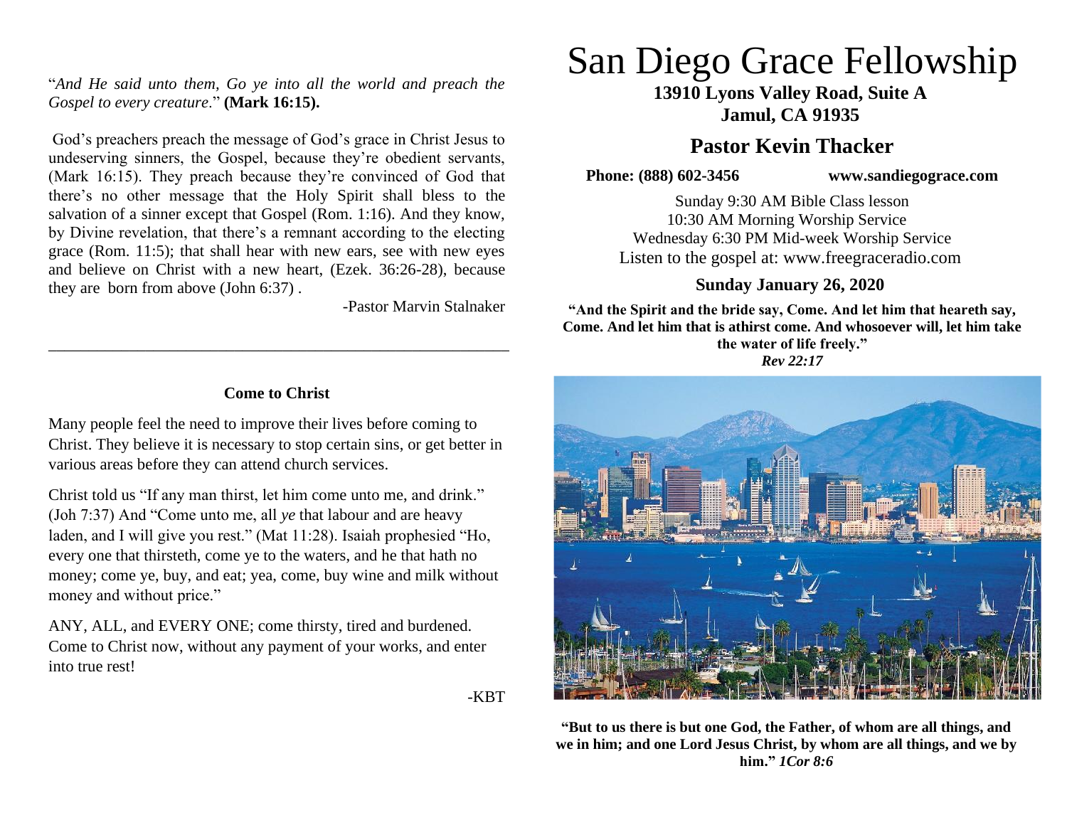"*And He said unto them, Go ye into all the world and preach the Gospel to every creature*." **(Mark 16:15).**

God's preachers preach the message of God's grace in Christ Jesus to undeserving sinners, the Gospel, because they're obedient servants, (Mark 16:15). They preach because they're convinced of God that there's no other message that the Holy Spirit shall bless to the salvation of a sinner except that Gospel (Rom. 1:16). And they know, by Divine revelation, that there's a remnant according to the electing grace (Rom. 11:5); that shall hear with new ears, see with new eyes and believe on Christ with a new heart, (Ezek. 36:26-28), because they are born from above (John 6:37) .

-Pastor Marvin Stalnaker

---

**Come to Christ**

Many people feel the need to improve their lives before coming to Christ. They believe it is necessary to stop certain sins, or get better in various areas before they can attend church services.

Christ told us "If any man thirst, let him come unto me, and drink." (Joh 7:37) And "Come unto me, all *ye* that labour and are heavy laden, and I will give you rest." (Mat 11:28). Isaiah prophesied "Ho, every one that thirsteth, come ye to the waters, and he that hath no money; come ye, buy, and eat; yea, come, buy wine and milk without money and without price."

ANY, ALL, and EVERY ONE; come thirsty, tired and burdened. Come to Christ now, without any payment of your works, and enter into true rest!

-KBT

# San Diego Grace Fellowship

**13910 Lyons Valley Road, Suite A**
**Jamul, CA 91935**

## Pastor Kevin Thacker

**Phone: (888) 602-3456** **www.sandiegograce.com**

Sunday 9:30 AM Bible Class lesson
10:30 AM Morning Worship Service
Wednesday 6:30 PM Mid-week Worship Service
Listen to the gospel at: www.freegraceradio.com

### Sunday January 26, 2020

**"And the Spirit and the bride say, Come. And let him that heareth say, Come. And let him that is athirst come. And whosoever will, let him take the water of life freely."**
***Rev 22:17***

**"But to us there is but one God, the Father, of whom are all things, and we in him; and one Lord Jesus Christ, by whom are all things, and we by him."** ***1Cor 8:6***